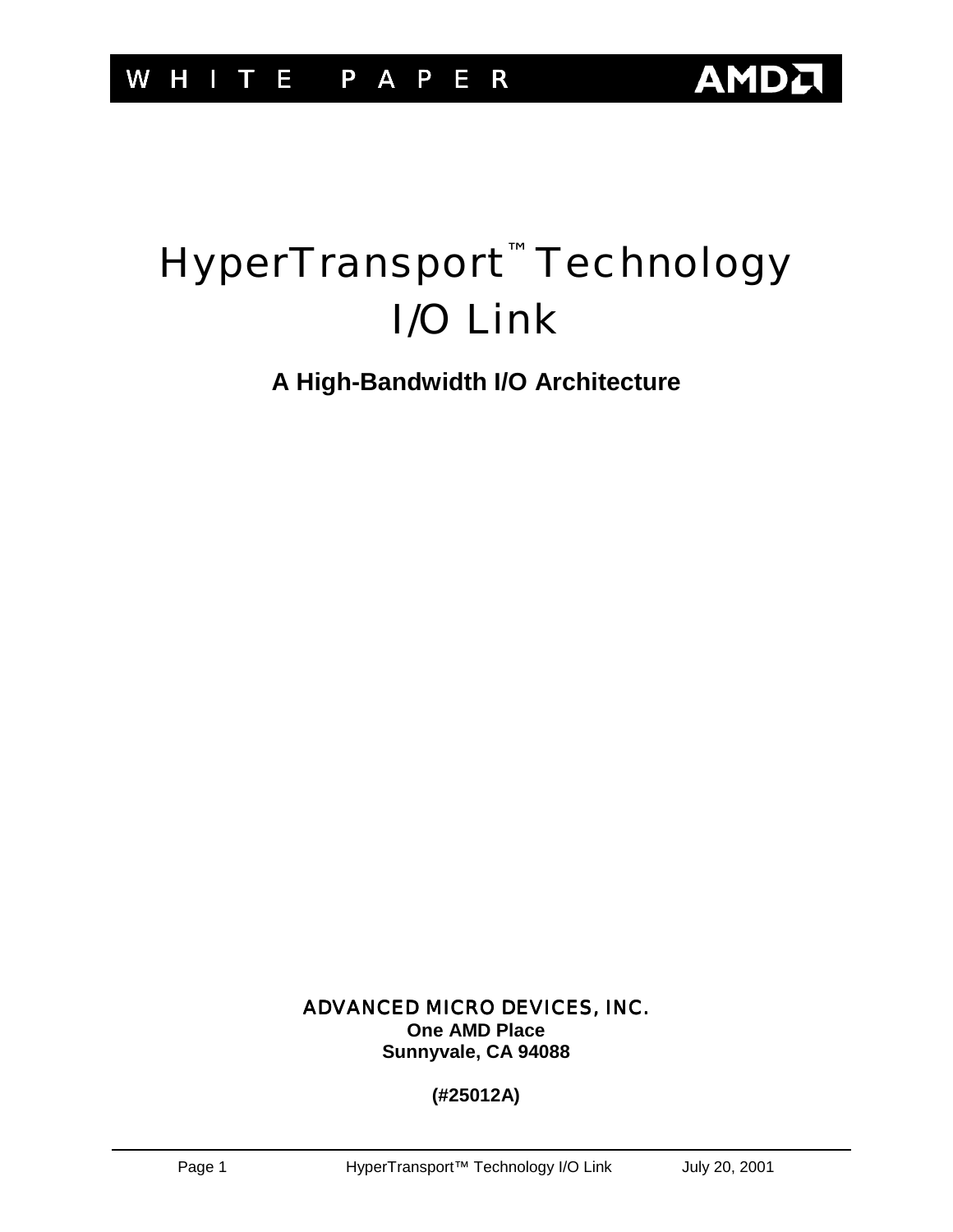WHITE PAPER

AMD

# HyperTransport™ Technology I/O Link

## A High-Bandwidth I/O Architecture

ADVANCED MICRO DEVICES, INC.
**One AMD Place**
**Sunnyvale, CA 94088**

**(#25012A)**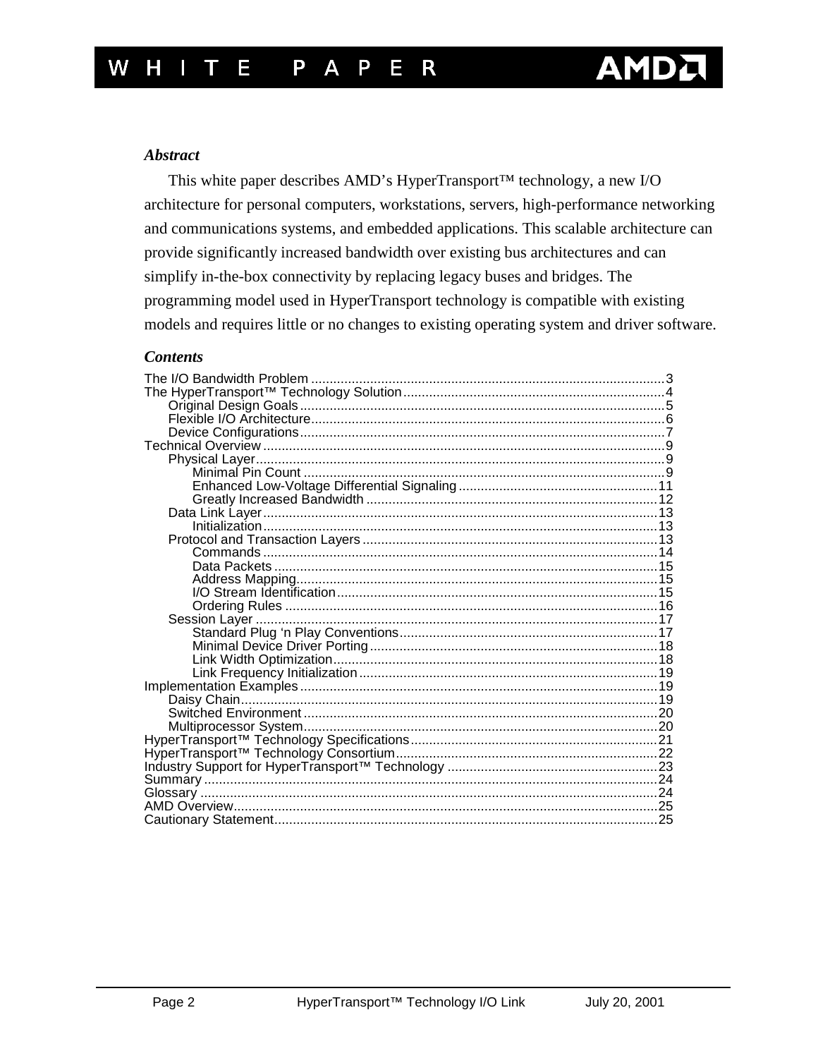### *Abstract*

This white paper describes AMD's HyperTransport™ technology, a new I/O architecture for personal computers, workstations, servers, high-performance networking and communications systems, and embedded applications. This scalable architecture can provide significantly increased bandwidth over existing bus architectures and can simplify in-the-box connectivity by replacing legacy buses and bridges. The programming model used in HyperTransport technology is compatible with existing models and requires little or no changes to existing operating system and driver software.

### *Contents*

- The I/O Bandwidth Problem ........ 3
- The HyperTransport™ Technology Solution ........ 4
  - Original Design Goals ........ 5
  - Flexible I/O Architecture ........ 6
  - Device Configurations ........ 7
- Technical Overview ........ 9
  - Physical Layer ........ 9
    - Minimal Pin Count ........ 9
    - Enhanced Low-Voltage Differential Signaling ........ 11
    - Greatly Increased Bandwidth ........ 12
  - Data Link Layer ........ 13
    - Initialization ........ 13
  - Protocol and Transaction Layers ........ 13
    - Commands ........ 14
    - Data Packets ........ 15
    - Address Mapping ........ 15
    - I/O Stream Identification ........ 15
    - Ordering Rules ........ 16
  - Session Layer ........ 17
    - Standard Plug 'n Play Conventions ........ 17
    - Minimal Device Driver Porting ........ 18
    - Link Width Optimization ........ 18
    - Link Frequency Initialization ........ 19
- Implementation Examples ........ 19
  - Daisy Chain ........ 19
  - Switched Environment ........ 20
  - Multiprocessor System ........ 20
- HyperTransport™ Technology Specifications ........ 21
- HyperTransport™ Technology Consortium ........ 22
- Industry Support for HyperTransport™ Technology ........ 23
- Summary ........ 24
- Glossary ........ 24
- AMD Overview ........ 25
- Cautionary Statement ........ 25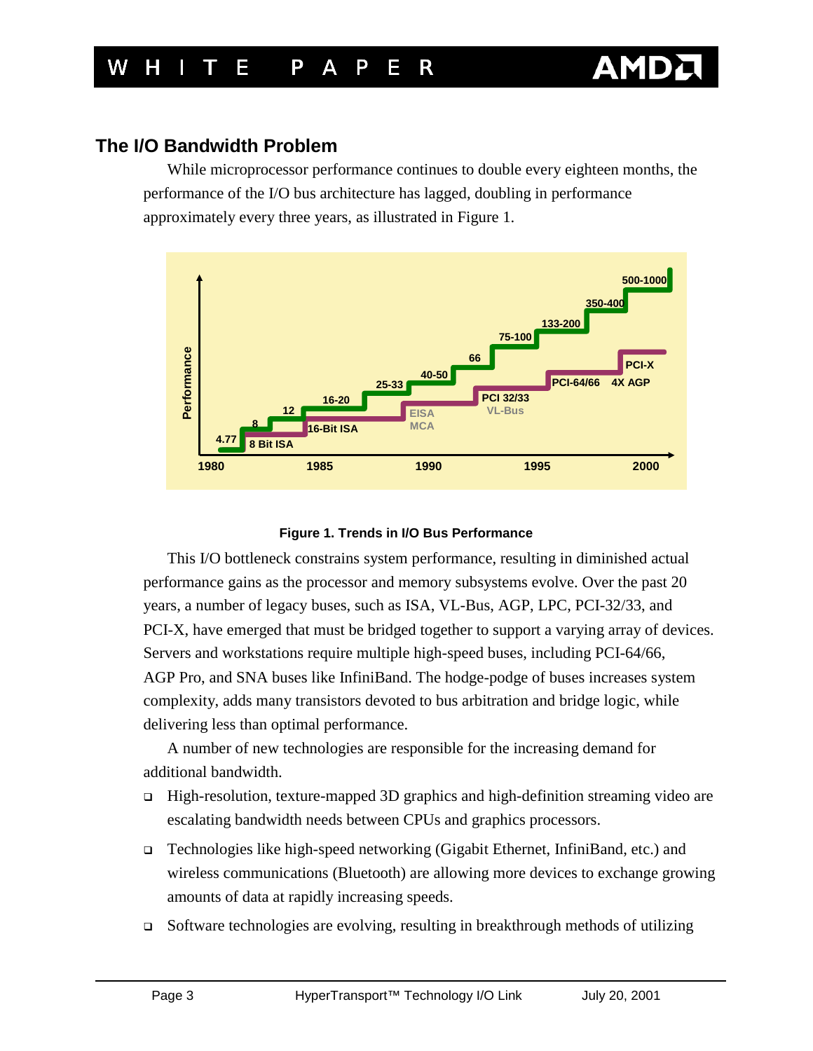## The I/O Bandwidth Problem

While microprocessor performance continues to double every eighteen months, the performance of the I/O bus architecture has lagged, doubling in performance approximately every three years, as illustrated in Figure 1.

**Figure 1. Trends in I/O Bus Performance**

This I/O bottleneck constrains system performance, resulting in diminished actual performance gains as the processor and memory subsystems evolve. Over the past 20 years, a number of legacy buses, such as ISA, VL-Bus, AGP, LPC, PCI-32/33, and PCI-X, have emerged that must be bridged together to support a varying array of devices. Servers and workstations require multiple high-speed buses, including PCI-64/66, AGP Pro, and SNA buses like InfiniBand. The hodge-podge of buses increases system complexity, adds many transistors devoted to bus arbitration and bridge logic, while delivering less than optimal performance.

A number of new technologies are responsible for the increasing demand for additional bandwidth.

- High-resolution, texture-mapped 3D graphics and high-definition streaming video are escalating bandwidth needs between CPUs and graphics processors.
- Technologies like high-speed networking (Gigabit Ethernet, InfiniBand, etc.) and wireless communications (Bluetooth) are allowing more devices to exchange growing amounts of data at rapidly increasing speeds.
- Software technologies are evolving, resulting in breakthrough methods of utilizing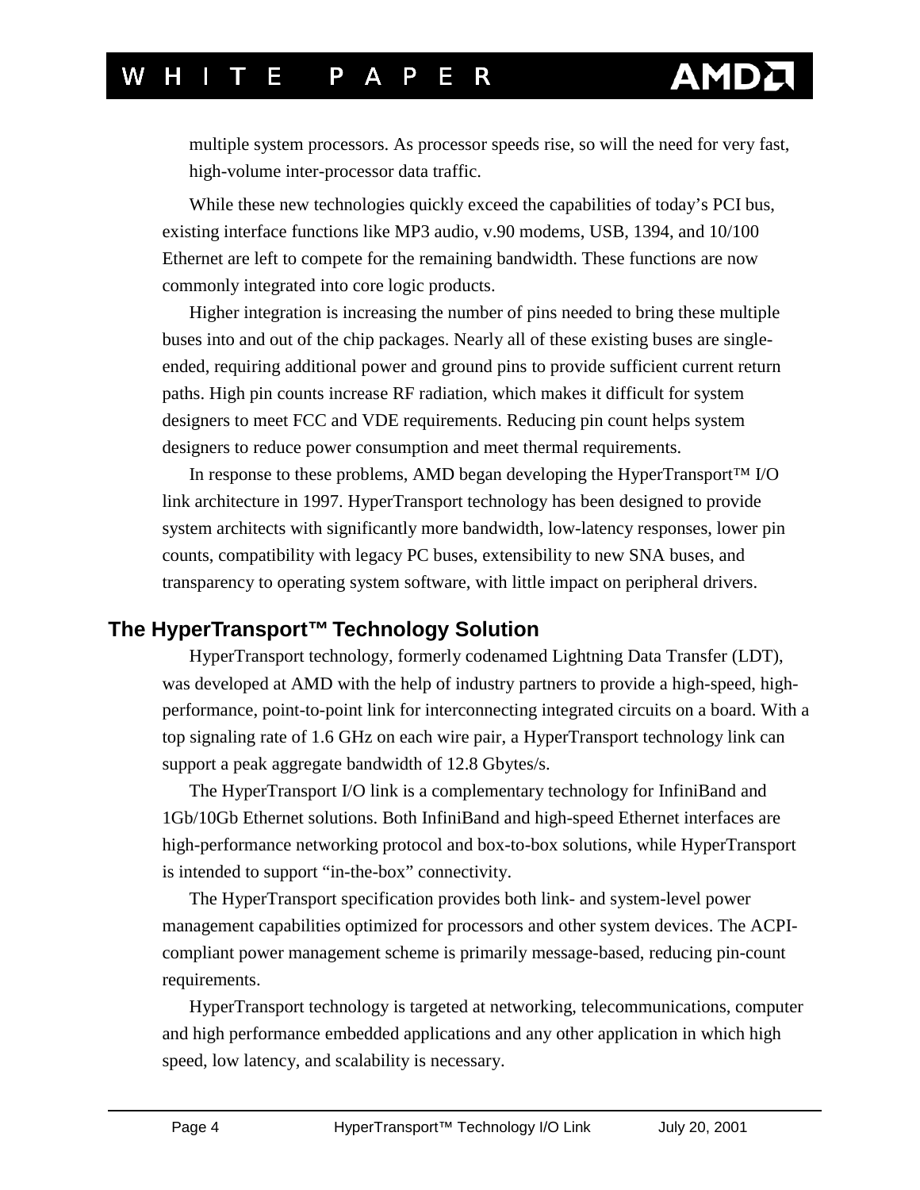multiple system processors. As processor speeds rise, so will the need for very fast, high-volume inter-processor data traffic.

While these new technologies quickly exceed the capabilities of today's PCI bus, existing interface functions like MP3 audio, v.90 modems, USB, 1394, and 10/100 Ethernet are left to compete for the remaining bandwidth. These functions are now commonly integrated into core logic products.

Higher integration is increasing the number of pins needed to bring these multiple buses into and out of the chip packages. Nearly all of these existing buses are single-ended, requiring additional power and ground pins to provide sufficient current return paths. High pin counts increase RF radiation, which makes it difficult for system designers to meet FCC and VDE requirements. Reducing pin count helps system designers to reduce power consumption and meet thermal requirements.

In response to these problems, AMD began developing the HyperTransport™ I/O link architecture in 1997. HyperTransport technology has been designed to provide system architects with significantly more bandwidth, low-latency responses, lower pin counts, compatibility with legacy PC buses, extensibility to new SNA buses, and transparency to operating system software, with little impact on peripheral drivers.

## The HyperTransport™ Technology Solution

HyperTransport technology, formerly codenamed Lightning Data Transfer (LDT), was developed at AMD with the help of industry partners to provide a high-speed, high-performance, point-to-point link for interconnecting integrated circuits on a board. With a top signaling rate of 1.6 GHz on each wire pair, a HyperTransport technology link can support a peak aggregate bandwidth of 12.8 Gbytes/s.

The HyperTransport I/O link is a complementary technology for InfiniBand and 1Gb/10Gb Ethernet solutions. Both InfiniBand and high-speed Ethernet interfaces are high-performance networking protocol and box-to-box solutions, while HyperTransport is intended to support "in-the-box" connectivity.

The HyperTransport specification provides both link- and system-level power management capabilities optimized for processors and other system devices. The ACPI-compliant power management scheme is primarily message-based, reducing pin-count requirements.

HyperTransport technology is targeted at networking, telecommunications, computer and high performance embedded applications and any other application in which high speed, low latency, and scalability is necessary.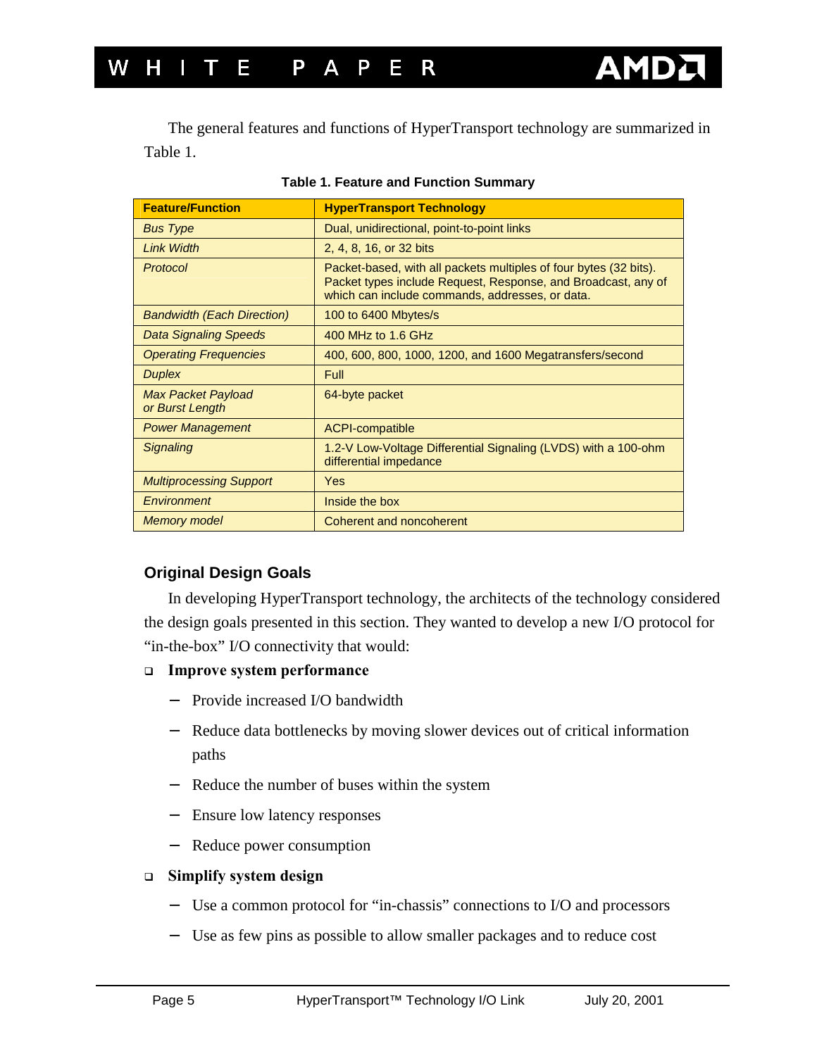The general features and functions of HyperTransport technology are summarized in Table 1.

**Table 1. Feature and Function Summary**

| Feature/Function | HyperTransport Technology |
|---|---|
| *Bus Type* | Dual, unidirectional, point-to-point links |
| *Link Width* | 2, 4, 8, 16, or 32 bits |
| *Protocol* | Packet-based, with all packets multiples of four bytes (32 bits). Packet types include Request, Response, and Broadcast, any of which can include commands, addresses, or data. |
| *Bandwidth (Each Direction)* | 100 to 6400 Mbytes/s |
| *Data Signaling Speeds* | 400 MHz to 1.6 GHz |
| *Operating Frequencies* | 400, 600, 800, 1000, 1200, and 1600 Megatransfers/second |
| *Duplex* | Full |
| *Max Packet Payload or Burst Length* | 64-byte packet |
| *Power Management* | ACPI-compatible |
| *Signaling* | 1.2-V Low-Voltage Differential Signaling (LVDS) with a 100-ohm differential impedance |
| *Multiprocessing Support* | Yes |
| *Environment* | Inside the box |
| *Memory model* | Coherent and noncoherent |

### Original Design Goals

In developing HyperTransport technology, the architects of the technology considered the design goals presented in this section. They wanted to develop a new I/O protocol for "in-the-box" I/O connectivity that would:

- **Improve system performance**
  - Provide increased I/O bandwidth
  - Reduce data bottlenecks by moving slower devices out of critical information paths
  - Reduce the number of buses within the system
  - Ensure low latency responses
  - Reduce power consumption
- **Simplify system design**
  - Use a common protocol for "in-chassis" connections to I/O and processors
  - Use as few pins as possible to allow smaller packages and to reduce cost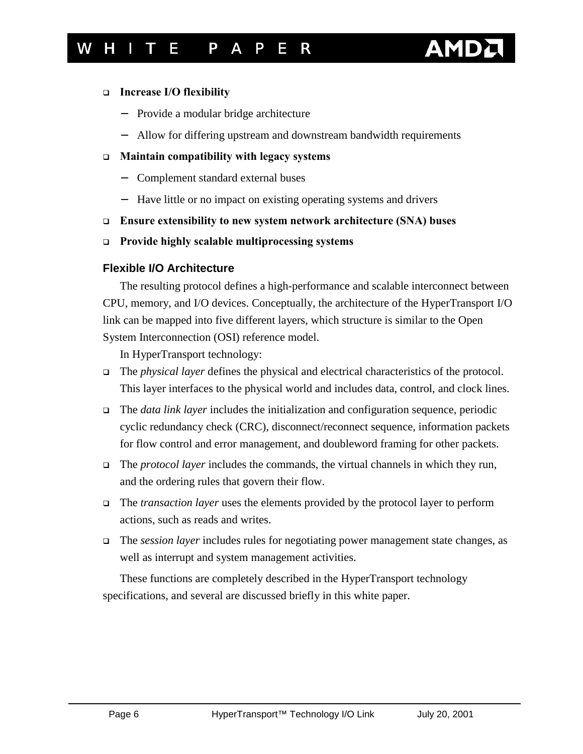- **Increase I/O flexibility**
  - Provide a modular bridge architecture
  - Allow for differing upstream and downstream bandwidth requirements
- **Maintain compatibility with legacy systems**
  - Complement standard external buses
  - Have little or no impact on existing operating systems and drivers
- **Ensure extensibility to new system network architecture (SNA) buses**
- **Provide highly scalable multiprocessing systems**

### Flexible I/O Architecture

The resulting protocol defines a high-performance and scalable interconnect between CPU, memory, and I/O devices. Conceptually, the architecture of the HyperTransport I/O link can be mapped into five different layers, which structure is similar to the Open System Interconnection (OSI) reference model.

In HyperTransport technology:

- The *physical layer* defines the physical and electrical characteristics of the protocol. This layer interfaces to the physical world and includes data, control, and clock lines.
- The *data link layer* includes the initialization and configuration sequence, periodic cyclic redundancy check (CRC), disconnect/reconnect sequence, information packets for flow control and error management, and doubleword framing for other packets.
- The *protocol layer* includes the commands, the virtual channels in which they run, and the ordering rules that govern their flow.
- The *transaction layer* uses the elements provided by the protocol layer to perform actions, such as reads and writes.
- The *session layer* includes rules for negotiating power management state changes, as well as interrupt and system management activities.

These functions are completely described in the HyperTransport technology specifications, and several are discussed briefly in this white paper.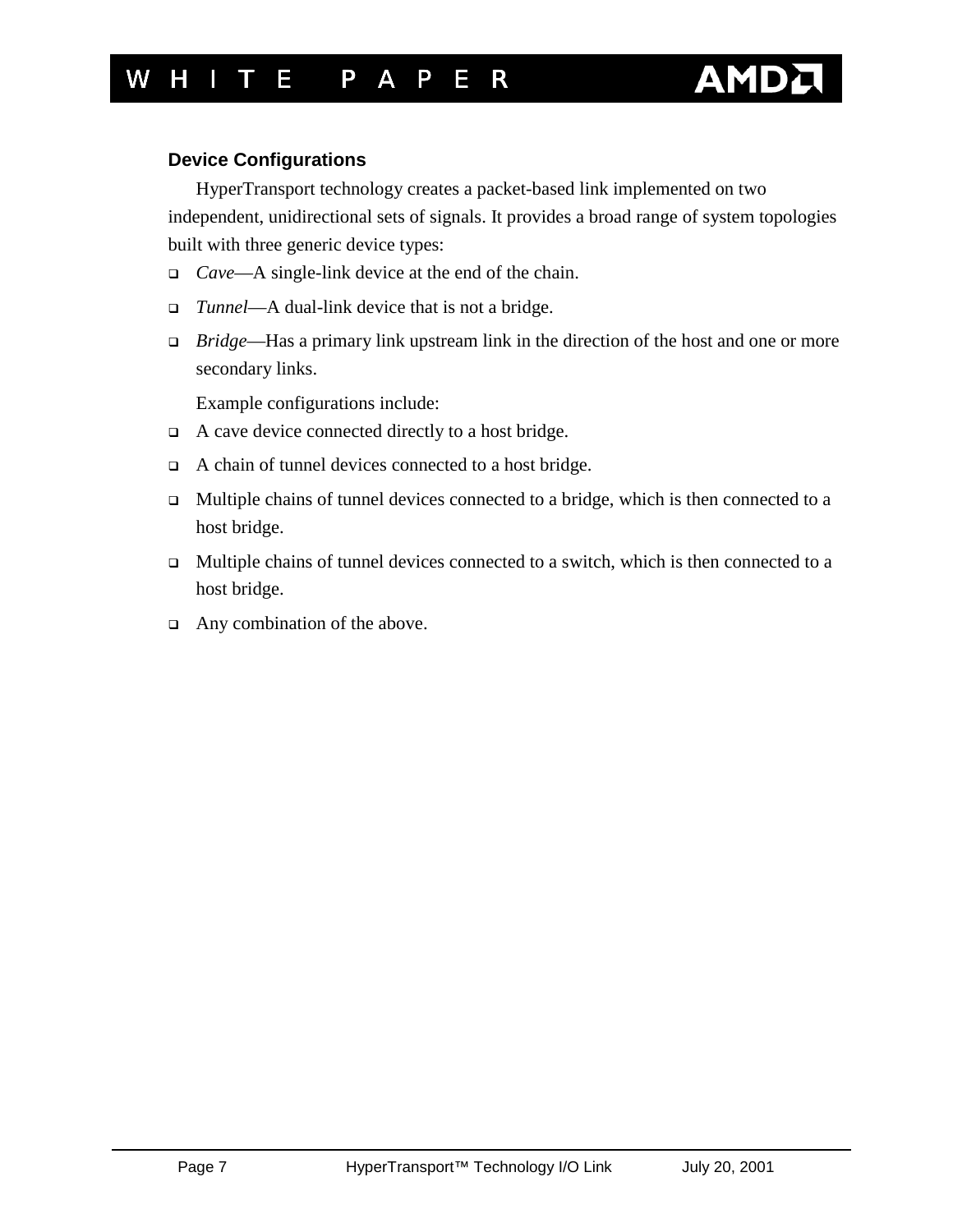### Device Configurations

HyperTransport technology creates a packet-based link implemented on two independent, unidirectional sets of signals. It provides a broad range of system topologies built with three generic device types:

- *Cave*—A single-link device at the end of the chain.
- *Tunnel*—A dual-link device that is not a bridge.
- *Bridge*—Has a primary link upstream link in the direction of the host and one or more secondary links.

Example configurations include:

- A cave device connected directly to a host bridge.
- A chain of tunnel devices connected to a host bridge.
- Multiple chains of tunnel devices connected to a bridge, which is then connected to a host bridge.
- Multiple chains of tunnel devices connected to a switch, which is then connected to a host bridge.
- Any combination of the above.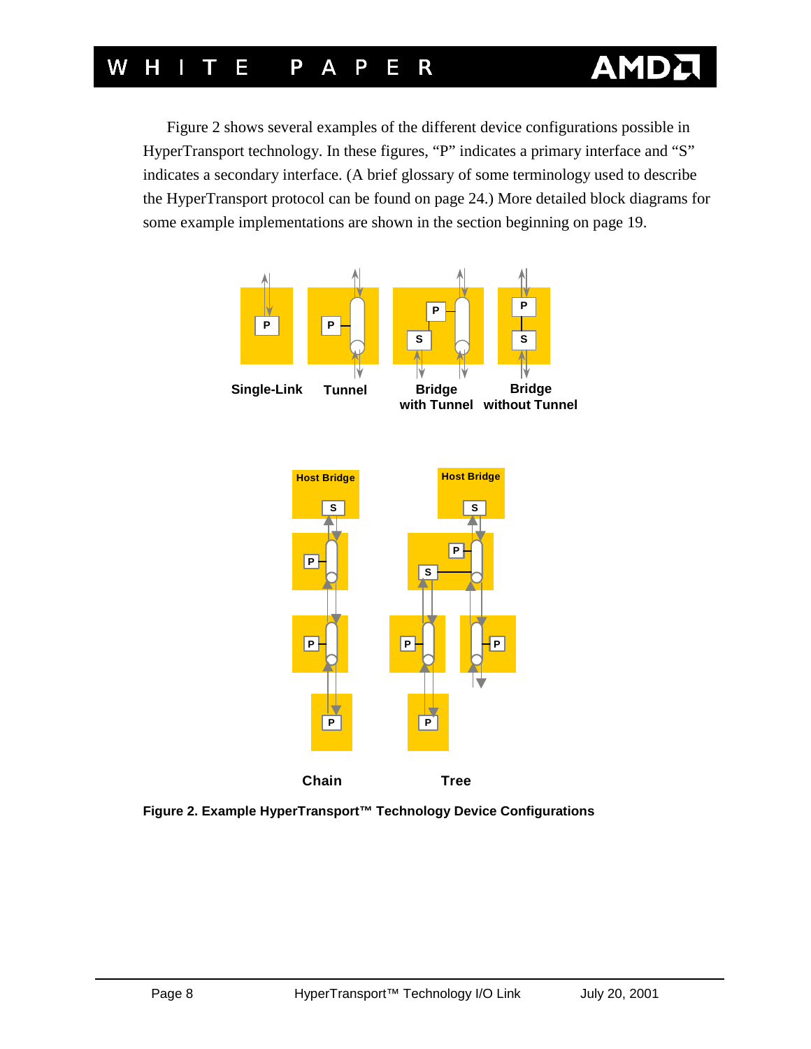Figure 2 shows several examples of the different device configurations possible in HyperTransport technology. In these figures, "P" indicates a primary interface and "S" indicates a secondary interface. (A brief glossary of some terminology used to describe the HyperTransport protocol can be found on page 24.) More detailed block diagrams for some example implementations are shown in the section beginning on page 19.

**Figure 2. Example HyperTransport™ Technology Device Configurations**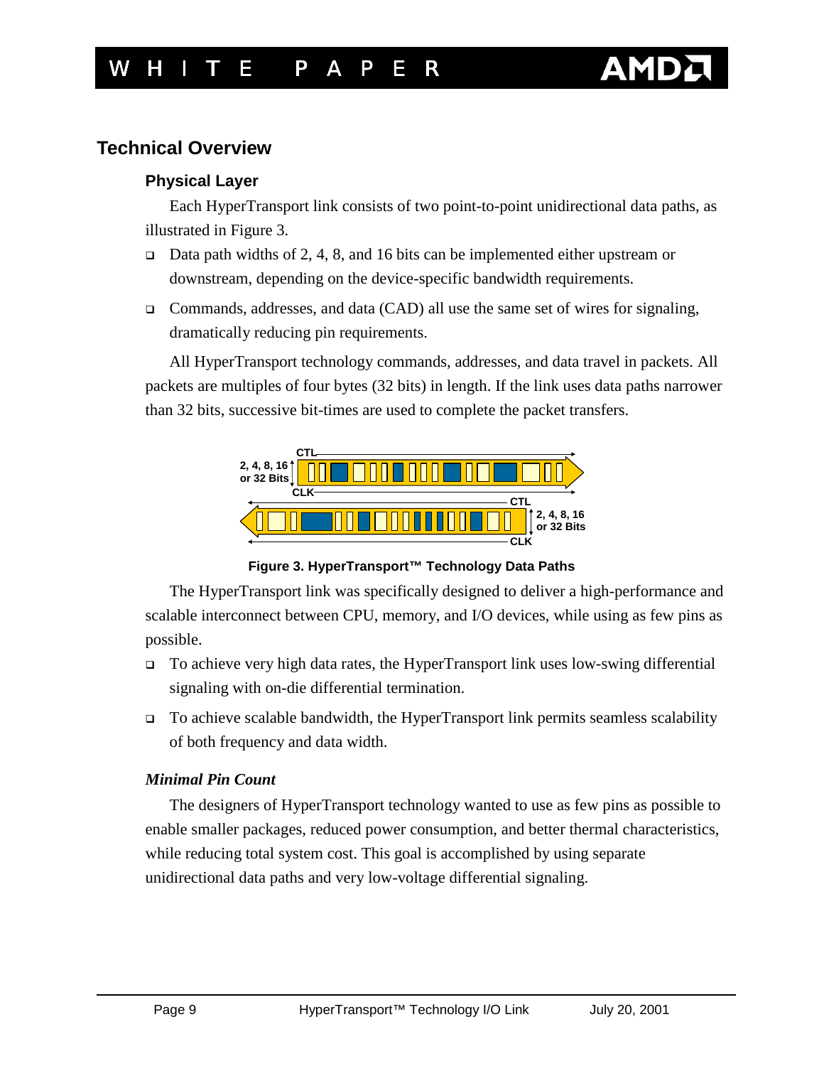## Technical Overview

### Physical Layer

Each HyperTransport link consists of two point-to-point unidirectional data paths, as illustrated in Figure 3.

- Data path widths of 2, 4, 8, and 16 bits can be implemented either upstream or downstream, depending on the device-specific bandwidth requirements.
- Commands, addresses, and data (CAD) all use the same set of wires for signaling, dramatically reducing pin requirements.

All HyperTransport technology commands, addresses, and data travel in packets. All packets are multiples of four bytes (32 bits) in length. If the link uses data paths narrower than 32 bits, successive bit-times are used to complete the packet transfers.

**Figure 3. HyperTransport™ Technology Data Paths**

The HyperTransport link was specifically designed to deliver a high-performance and scalable interconnect between CPU, memory, and I/O devices, while using as few pins as possible.

- To achieve very high data rates, the HyperTransport link uses low-swing differential signaling with on-die differential termination.
- To achieve scalable bandwidth, the HyperTransport link permits seamless scalability of both frequency and data width.

#### *Minimal Pin Count*

The designers of HyperTransport technology wanted to use as few pins as possible to enable smaller packages, reduced power consumption, and better thermal characteristics, while reducing total system cost. This goal is accomplished by using separate unidirectional data paths and very low-voltage differential signaling.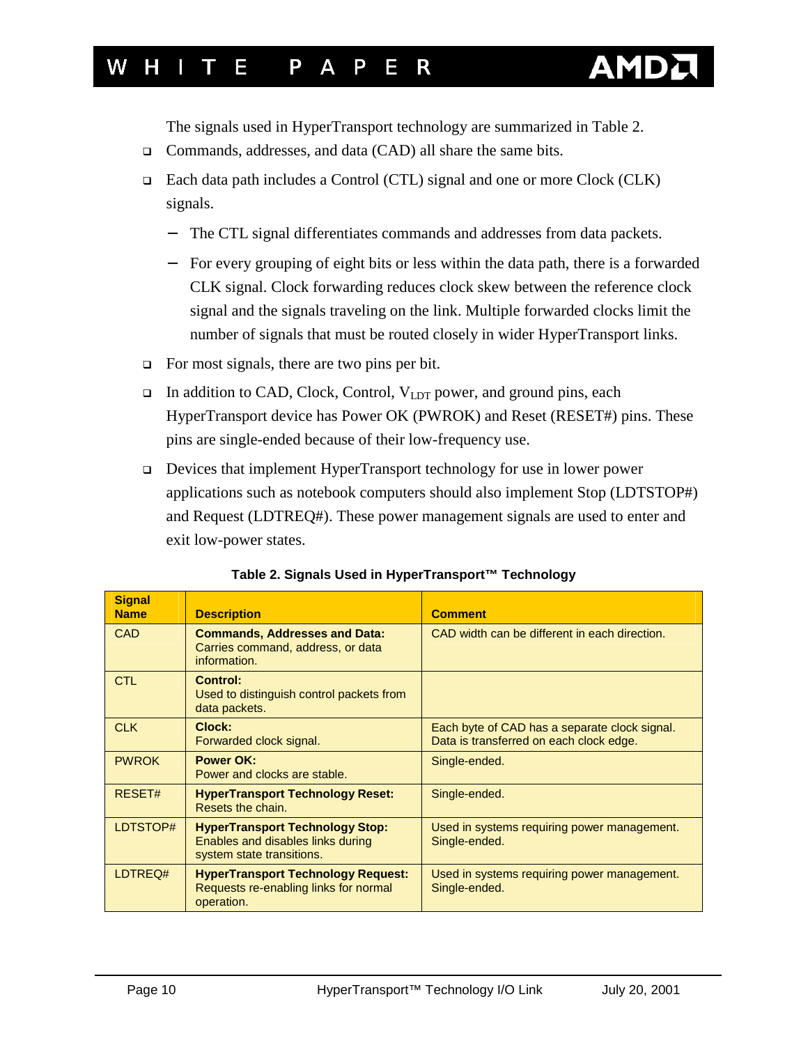The signals used in HyperTransport technology are summarized in Table 2.

- Commands, addresses, and data (CAD) all share the same bits.
- Each data path includes a Control (CTL) signal and one or more Clock (CLK) signals.
  - The CTL signal differentiates commands and addresses from data packets.
  - For every grouping of eight bits or less within the data path, there is a forwarded CLK signal. Clock forwarding reduces clock skew between the reference clock signal and the signals traveling on the link. Multiple forwarded clocks limit the number of signals that must be routed closely in wider HyperTransport links.
- For most signals, there are two pins per bit.
- In addition to CAD, Clock, Control, $V_{LDT}$ power, and ground pins, each HyperTransport device has Power OK (PWROK) and Reset (RESET#) pins. These pins are single-ended because of their low-frequency use.
- Devices that implement HyperTransport technology for use in lower power applications such as notebook computers should also implement Stop (LDTSTOP#) and Request (LDTREQ#). These power management signals are used to enter and exit low-power states.

**Table 2. Signals Used in HyperTransport™ Technology**

| Signal Name | Description | Comment |
|---|---|---|
| CAD | **Commands, Addresses and Data:** Carries command, address, or data information. | CAD width can be different in each direction. |
| CTL | **Control:** Used to distinguish control packets from data packets. | |
| CLK | **Clock:** Forwarded clock signal. | Each byte of CAD has a separate clock signal. Data is transferred on each clock edge. |
| PWROK | **Power OK:** Power and clocks are stable. | Single-ended. |
| RESET# | **HyperTransport Technology Reset:** Resets the chain. | Single-ended. |
| LDTSTOP# | **HyperTransport Technology Stop:** Enables and disables links during system state transitions. | Used in systems requiring power management. Single-ended. |
| LDTREQ# | **HyperTransport Technology Request:** Requests re-enabling links for normal operation. | Used in systems requiring power management. Single-ended. |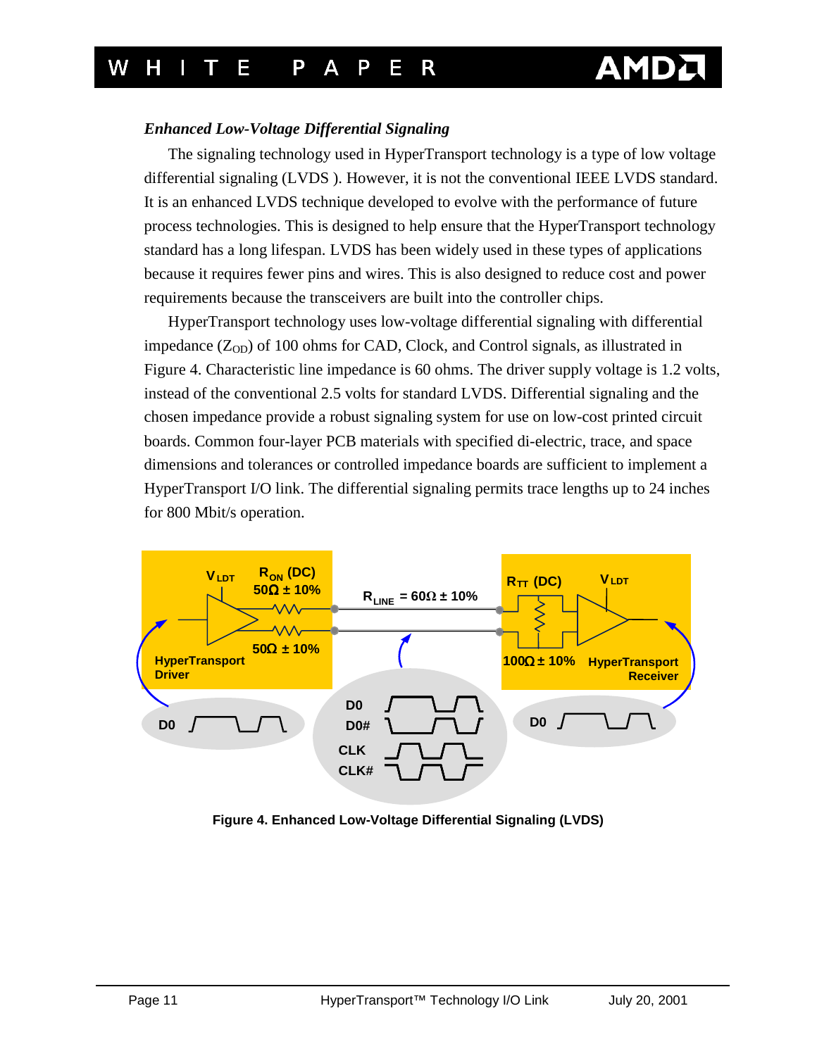### *Enhanced Low-Voltage Differential Signaling*

The signaling technology used in HyperTransport technology is a type of low voltage differential signaling (LVDS ). However, it is not the conventional IEEE LVDS standard. It is an enhanced LVDS technique developed to evolve with the performance of future process technologies. This is designed to help ensure that the HyperTransport technology standard has a long lifespan. LVDS has been widely used in these types of applications because it requires fewer pins and wires. This is also designed to reduce cost and power requirements because the transceivers are built into the controller chips.

HyperTransport technology uses low-voltage differential signaling with differential impedance ($Z_{OD}$) of 100 ohms for CAD, Clock, and Control signals, as illustrated in Figure 4. Characteristic line impedance is 60 ohms. The driver supply voltage is 1.2 volts, instead of the conventional 2.5 volts for standard LVDS. Differential signaling and the chosen impedance provide a robust signaling system for use on low-cost printed circuit boards. Common four-layer PCB materials with specified di-electric, trace, and space dimensions and tolerances or controlled impedance boards are sufficient to implement a HyperTransport I/O link. The differential signaling permits trace lengths up to 24 inches for 800 Mbit/s operation.

**Figure 4. Enhanced Low-Voltage Differential Signaling (LVDS)**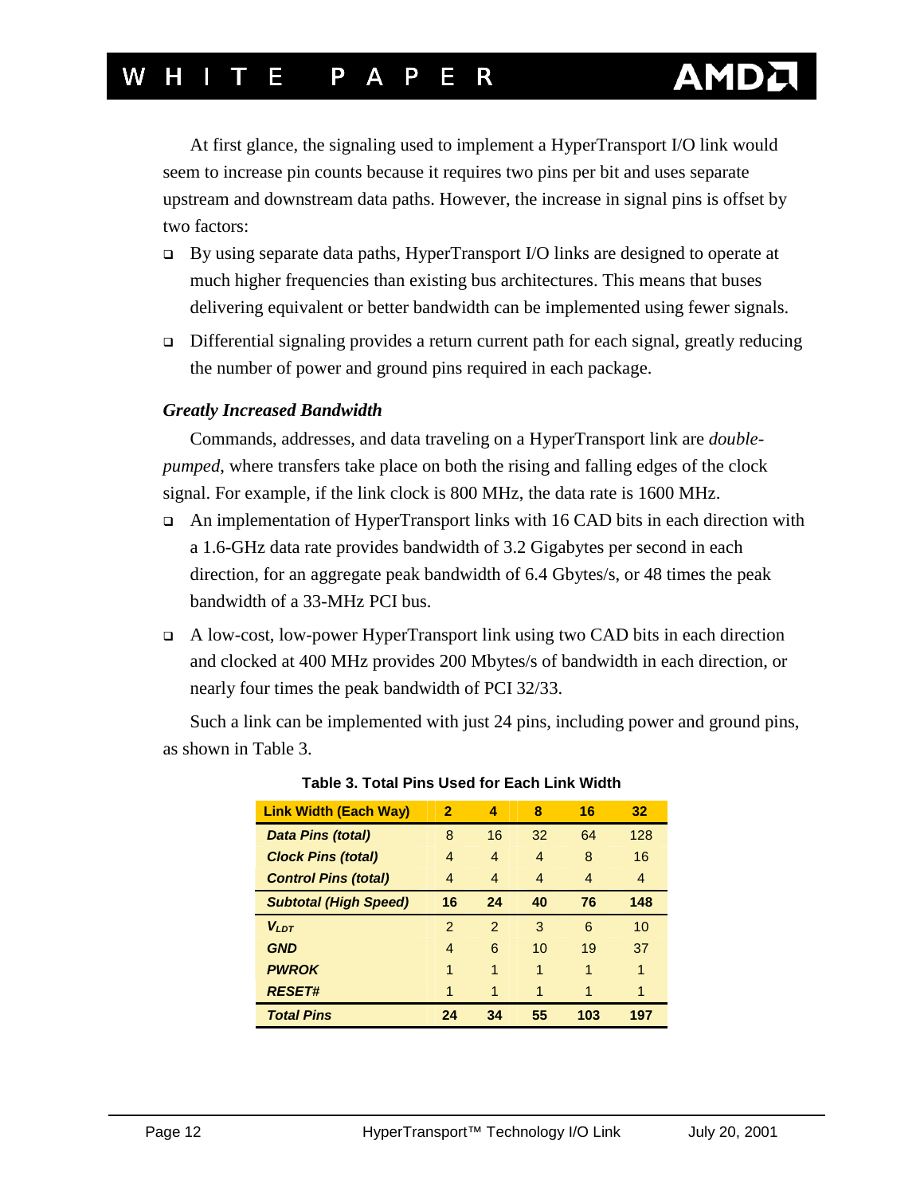At first glance, the signaling used to implement a HyperTransport I/O link would seem to increase pin counts because it requires two pins per bit and uses separate upstream and downstream data paths. However, the increase in signal pins is offset by two factors:

- By using separate data paths, HyperTransport I/O links are designed to operate at much higher frequencies than existing bus architectures. This means that buses delivering equivalent or better bandwidth can be implemented using fewer signals.
- Differential signaling provides a return current path for each signal, greatly reducing the number of power and ground pins required in each package.

### *Greatly Increased Bandwidth*

Commands, addresses, and data traveling on a HyperTransport link are *double-pumped*, where transfers take place on both the rising and falling edges of the clock signal. For example, if the link clock is 800 MHz, the data rate is 1600 MHz.

- An implementation of HyperTransport links with 16 CAD bits in each direction with a 1.6-GHz data rate provides bandwidth of 3.2 Gigabytes per second in each direction, for an aggregate peak bandwidth of 6.4 Gbytes/s, or 48 times the peak bandwidth of a 33-MHz PCI bus.
- A low-cost, low-power HyperTransport link using two CAD bits in each direction and clocked at 400 MHz provides 200 Mbytes/s of bandwidth in each direction, or nearly four times the peak bandwidth of PCI 32/33.

Such a link can be implemented with just 24 pins, including power and ground pins, as shown in Table 3.

**Table 3. Total Pins Used for Each Link Width**

| Link Width (Each Way) | 2 | 4 | 8 | 16 | 32 |
|---|---|---|---|---|---|
| ***Data Pins (total)*** | 8 | 16 | 32 | 64 | 128 |
| ***Clock Pins (total)*** | 4 | 4 | 4 | 8 | 16 |
| ***Control Pins (total)*** | 4 | 4 | 4 | 4 | 4 |
| ***Subtotal (High Speed)*** | **16** | **24** | **40** | **76** | **148** |
| $V_{LDT}$ | 2 | 2 | 3 | 6 | 10 |
| ***GND*** | 4 | 6 | 10 | 19 | 37 |
| ***PWROK*** | 1 | 1 | 1 | 1 | 1 |
| ***RESET#*** | 1 | 1 | 1 | 1 | 1 |
| ***Total Pins*** | **24** | **34** | **55** | **103** | **197** |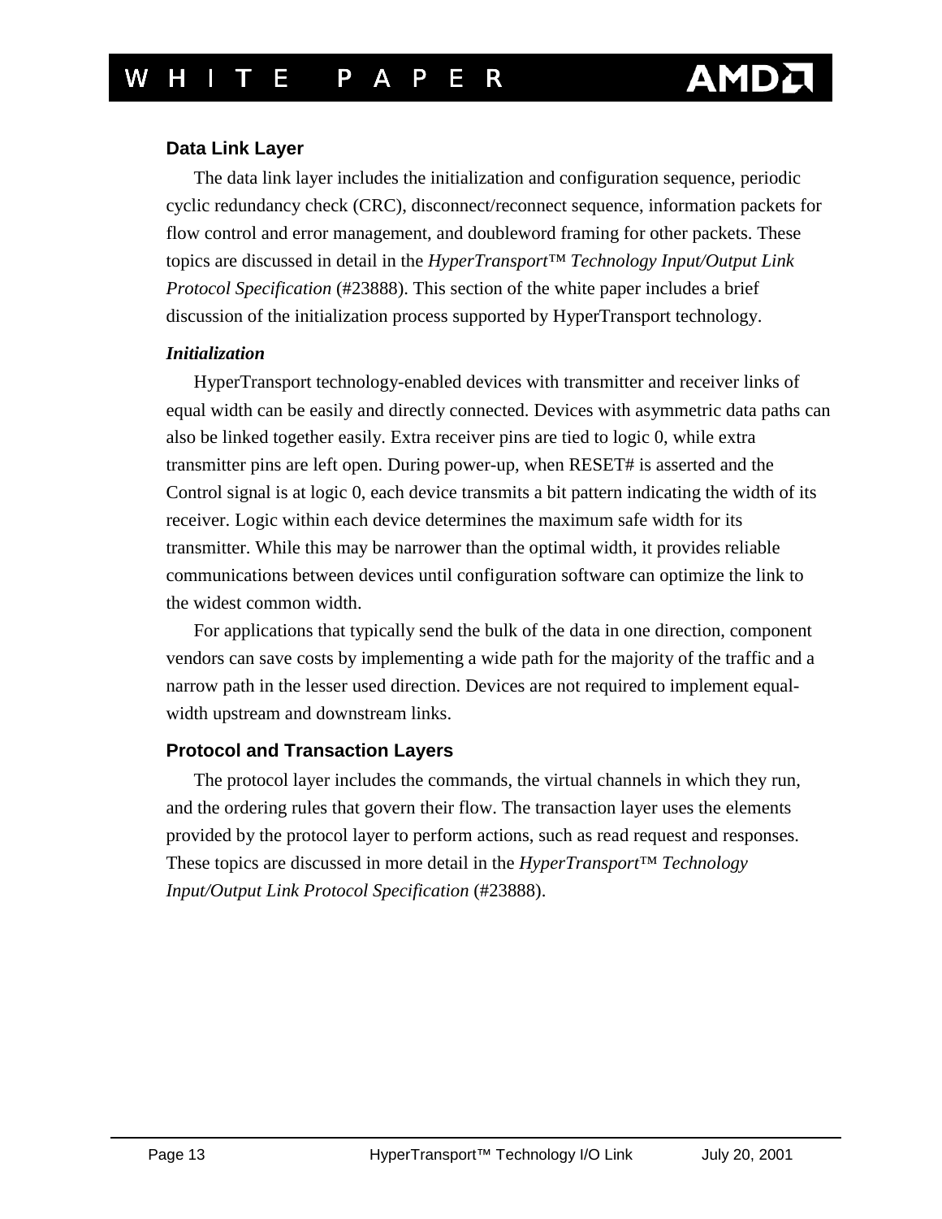## Data Link Layer

The data link layer includes the initialization and configuration sequence, periodic cyclic redundancy check (CRC), disconnect/reconnect sequence, information packets for flow control and error management, and doubleword framing for other packets. These topics are discussed in detail in the *HyperTransport™ Technology Input/Output Link Protocol Specification* (#23888). This section of the white paper includes a brief discussion of the initialization process supported by HyperTransport technology.

### *Initialization*

HyperTransport technology-enabled devices with transmitter and receiver links of equal width can be easily and directly connected. Devices with asymmetric data paths can also be linked together easily. Extra receiver pins are tied to logic 0, while extra transmitter pins are left open. During power-up, when RESET# is asserted and the Control signal is at logic 0, each device transmits a bit pattern indicating the width of its receiver. Logic within each device determines the maximum safe width for its transmitter. While this may be narrower than the optimal width, it provides reliable communications between devices until configuration software can optimize the link to the widest common width.

For applications that typically send the bulk of the data in one direction, component vendors can save costs by implementing a wide path for the majority of the traffic and a narrow path in the lesser used direction. Devices are not required to implement equal-width upstream and downstream links.

## Protocol and Transaction Layers

The protocol layer includes the commands, the virtual channels in which they run, and the ordering rules that govern their flow. The transaction layer uses the elements provided by the protocol layer to perform actions, such as read request and responses. These topics are discussed in more detail in the *HyperTransport™ Technology Input/Output Link Protocol Specification* (#23888).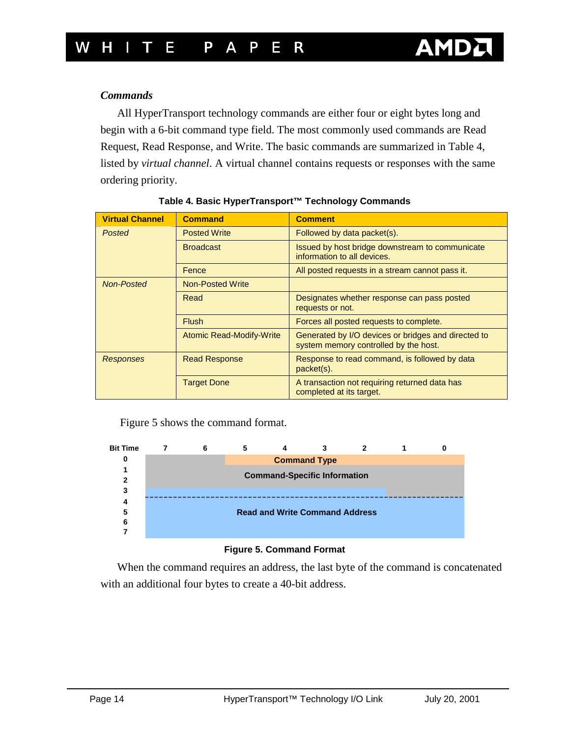### *Commands*

All HyperTransport technology commands are either four or eight bytes long and begin with a 6-bit command type field. The most commonly used commands are Read Request, Read Response, and Write. The basic commands are summarized in Table 4, listed by *virtual channel*. A virtual channel contains requests or responses with the same ordering priority.

**Table 4. Basic HyperTransport™ Technology Commands**

| Virtual Channel | Command | Comment |
|---|---|---|
| *Posted* | Posted Write | Followed by data packet(s). |
| | Broadcast | Issued by host bridge downstream to communicate information to all devices. |
| | Fence | All posted requests in a stream cannot pass it. |
| *Non-Posted* | Non-Posted Write | |
| | Read | Designates whether response can pass posted requests or not. |
| | Flush | Forces all posted requests to complete. |
| | Atomic Read-Modify-Write | Generated by I/O devices or bridges and directed to system memory controlled by the host. |
| *Responses* | Read Response | Response to read command, is followed by data packet(s). |
| | Target Done | A transaction not requiring returned data has completed at its target. |

Figure 5 shows the command format.

| Bit Time | 7 | 6 | 5 | 4 | 3 | 2 | 1 | 0 |
|---|---|---|---|---|---|---|---|---|
| 0 | | | Command Type | | | | | |
| 1–3 | Command-Specific Information | | | | | | | |
| 4–7 | Read and Write Command Address | | | | | | | |

**Figure 5. Command Format**

When the command requires an address, the last byte of the command is concatenated with an additional four bytes to create a 40-bit address.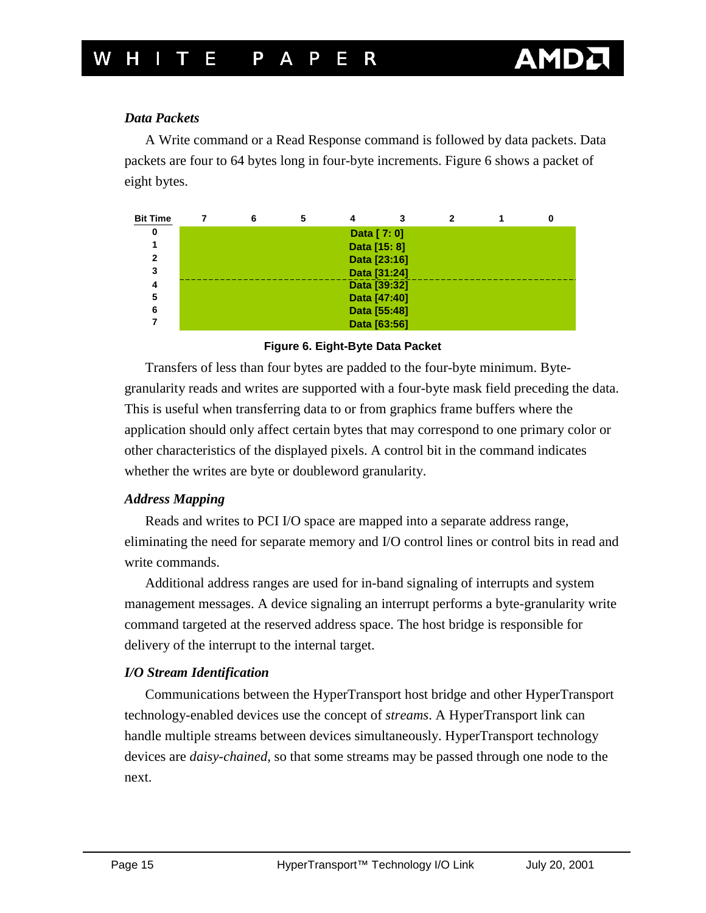*Data Packets*

A Write command or a Read Response command is followed by data packets. Data packets are four to 64 bytes long in four-byte increments. Figure 6 shows a packet of eight bytes.

| Bit Time | 7 | 6 | 5 | 4 | 3 | 2 | 1 | 0 |
|---|---|---|---|---|---|---|---|---|
| 0 | Data [ 7: 0] | | | | | | | |
| 1 | Data [15: 8] | | | | | | | |
| 2 | Data [23:16] | | | | | | | |
| 3 | Data [31:24] | | | | | | | |
| 4 | Data [39:32] | | | | | | | |
| 5 | Data [47:40] | | | | | | | |
| 6 | Data [55:48] | | | | | | | |
| 7 | Data [63:56] | | | | | | | |

**Figure 6. Eight-Byte Data Packet**

Transfers of less than four bytes are padded to the four-byte minimum. Byte-granularity reads and writes are supported with a four-byte mask field preceding the data. This is useful when transferring data to or from graphics frame buffers where the application should only affect certain bytes that may correspond to one primary color or other characteristics of the displayed pixels. A control bit in the command indicates whether the writes are byte or doubleword granularity.

*Address Mapping*

Reads and writes to PCI I/O space are mapped into a separate address range, eliminating the need for separate memory and I/O control lines or control bits in read and write commands.

Additional address ranges are used for in-band signaling of interrupts and system management messages. A device signaling an interrupt performs a byte-granularity write command targeted at the reserved address space. The host bridge is responsible for delivery of the interrupt to the internal target.

*I/O Stream Identification*

Communications between the HyperTransport host bridge and other HyperTransport technology-enabled devices use the concept of *streams*. A HyperTransport link can handle multiple streams between devices simultaneously. HyperTransport technology devices are *daisy-chained*, so that some streams may be passed through one node to the next.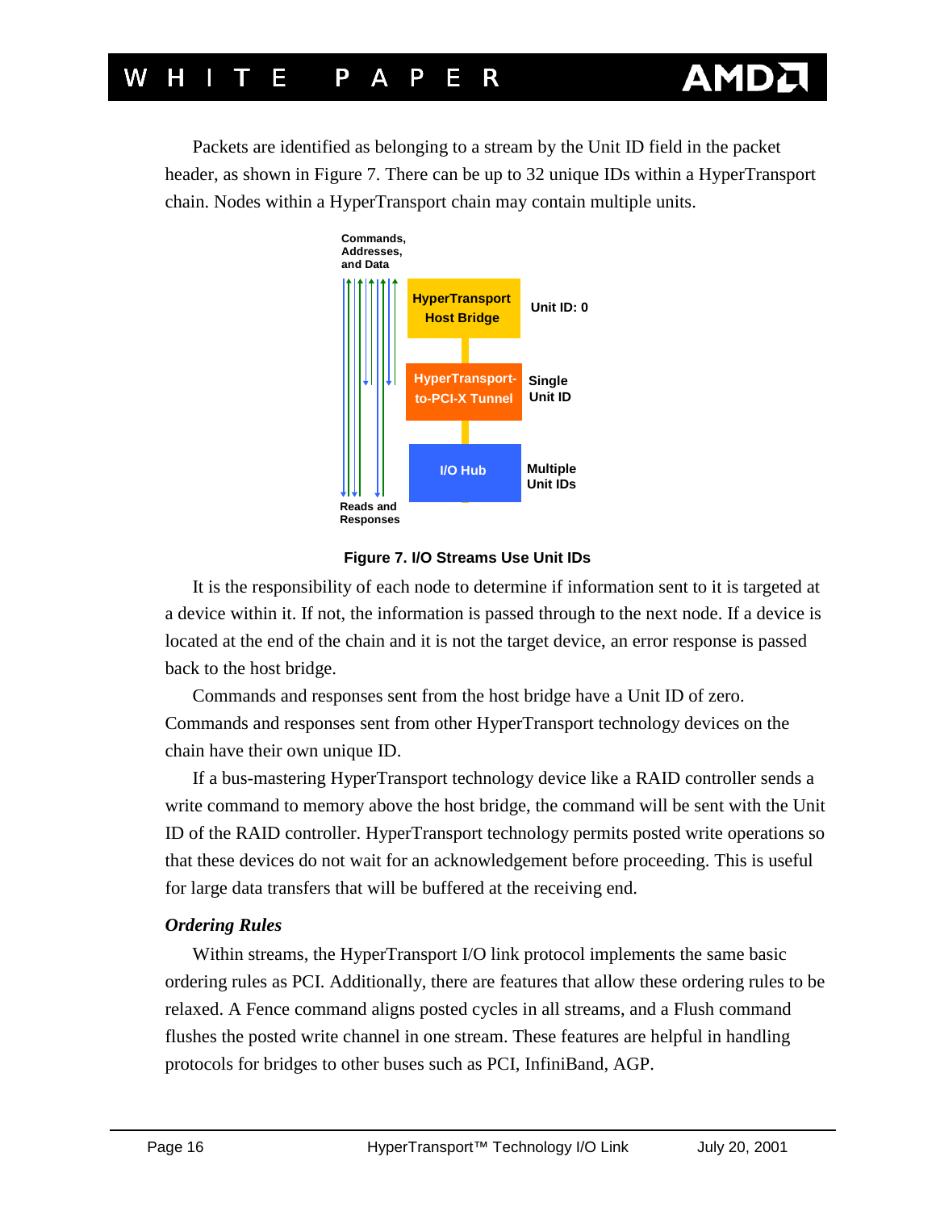Packets are identified as belonging to a stream by the Unit ID field in the packet header, as shown in Figure 7. There can be up to 32 unique IDs within a HyperTransport chain. Nodes within a HyperTransport chain may contain multiple units.

**Figure 7. I/O Streams Use Unit IDs**

It is the responsibility of each node to determine if information sent to it is targeted at a device within it. If not, the information is passed through to the next node. If a device is located at the end of the chain and it is not the target device, an error response is passed back to the host bridge.

Commands and responses sent from the host bridge have a Unit ID of zero. Commands and responses sent from other HyperTransport technology devices on the chain have their own unique ID.

If a bus-mastering HyperTransport technology device like a RAID controller sends a write command to memory above the host bridge, the command will be sent with the Unit ID of the RAID controller. HyperTransport technology permits posted write operations so that these devices do not wait for an acknowledgement before proceeding. This is useful for large data transfers that will be buffered at the receiving end.

### *Ordering Rules*

Within streams, the HyperTransport I/O link protocol implements the same basic ordering rules as PCI. Additionally, there are features that allow these ordering rules to be relaxed. A Fence command aligns posted cycles in all streams, and a Flush command flushes the posted write channel in one stream. These features are helpful in handling protocols for bridges to other buses such as PCI, InfiniBand, AGP.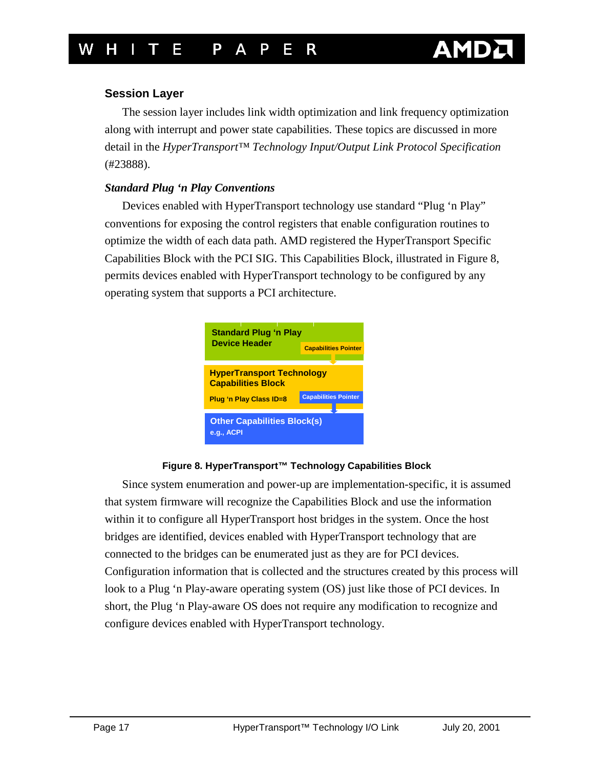### Session Layer

The session layer includes link width optimization and link frequency optimization along with interrupt and power state capabilities. These topics are discussed in more detail in the *HyperTransport™ Technology Input/Output Link Protocol Specification* (#23888).

#### *Standard Plug 'n Play Conventions*

Devices enabled with HyperTransport technology use standard "Plug 'n Play" conventions for exposing the control registers that enable configuration routines to optimize the width of each data path. AMD registered the HyperTransport Specific Capabilities Block with the PCI SIG. This Capabilities Block, illustrated in Figure 8, permits devices enabled with HyperTransport technology to be configured by any operating system that supports a PCI architecture.

Standard Plug 'n Play Device Header
Capabilities Pointer

HyperTransport Technology Capabilities Block
Plug 'n Play Class ID=8
Capabilities Pointer

Other Capabilities Block(s)
e.g., ACPI

**Figure 8. HyperTransport™ Technology Capabilities Block**

Since system enumeration and power-up are implementation-specific, it is assumed that system firmware will recognize the Capabilities Block and use the information within it to configure all HyperTransport host bridges in the system. Once the host bridges are identified, devices enabled with HyperTransport technology that are connected to the bridges can be enumerated just as they are for PCI devices. Configuration information that is collected and the structures created by this process will look to a Plug 'n Play-aware operating system (OS) just like those of PCI devices. In short, the Plug 'n Play-aware OS does not require any modification to recognize and configure devices enabled with HyperTransport technology.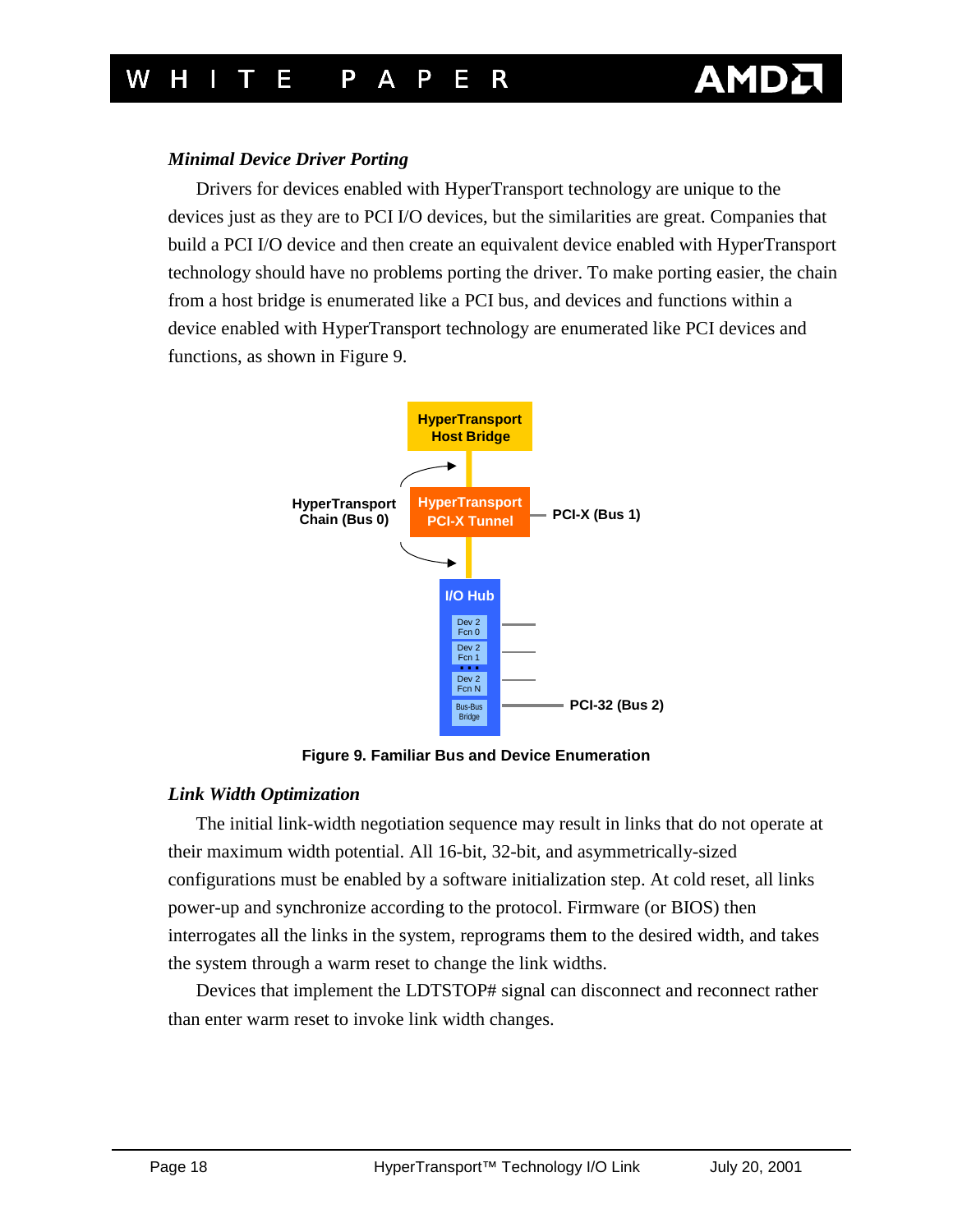### *Minimal Device Driver Porting*

Drivers for devices enabled with HyperTransport technology are unique to the devices just as they are to PCI I/O devices, but the similarities are great. Companies that build a PCI I/O device and then create an equivalent device enabled with HyperTransport technology should have no problems porting the driver. To make porting easier, the chain from a host bridge is enumerated like a PCI bus, and devices and functions within a device enabled with HyperTransport technology are enumerated like PCI devices and functions, as shown in Figure 9.

**Figure 9. Familiar Bus and Device Enumeration**

### *Link Width Optimization*

The initial link-width negotiation sequence may result in links that do not operate at their maximum width potential. All 16-bit, 32-bit, and asymmetrically-sized configurations must be enabled by a software initialization step. At cold reset, all links power-up and synchronize according to the protocol. Firmware (or BIOS) then interrogates all the links in the system, reprograms them to the desired width, and takes the system through a warm reset to change the link widths.

Devices that implement the LDTSTOP# signal can disconnect and reconnect rather than enter warm reset to invoke link width changes.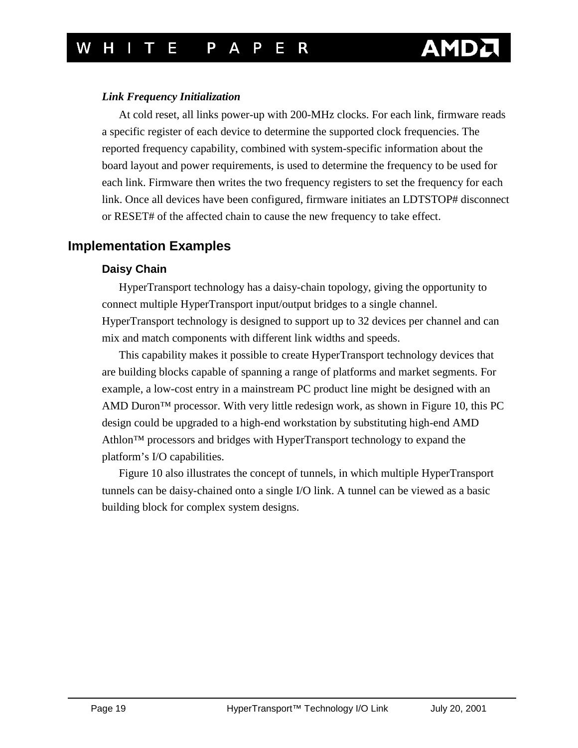*Link Frequency Initialization*

At cold reset, all links power-up with 200-MHz clocks. For each link, firmware reads a specific register of each device to determine the supported clock frequencies. The reported frequency capability, combined with system-specific information about the board layout and power requirements, is used to determine the frequency to be used for each link. Firmware then writes the two frequency registers to set the frequency for each link. Once all devices have been configured, firmware initiates an LDTSTOP# disconnect or RESET# of the affected chain to cause the new frequency to take effect.

## Implementation Examples

### Daisy Chain

HyperTransport technology has a daisy-chain topology, giving the opportunity to connect multiple HyperTransport input/output bridges to a single channel. HyperTransport technology is designed to support up to 32 devices per channel and can mix and match components with different link widths and speeds.

This capability makes it possible to create HyperTransport technology devices that are building blocks capable of spanning a range of platforms and market segments. For example, a low-cost entry in a mainstream PC product line might be designed with an AMD Duron™ processor. With very little redesign work, as shown in Figure 10, this PC design could be upgraded to a high-end workstation by substituting high-end AMD Athlon™ processors and bridges with HyperTransport technology to expand the platform's I/O capabilities.

Figure 10 also illustrates the concept of tunnels, in which multiple HyperTransport tunnels can be daisy-chained onto a single I/O link. A tunnel can be viewed as a basic building block for complex system designs.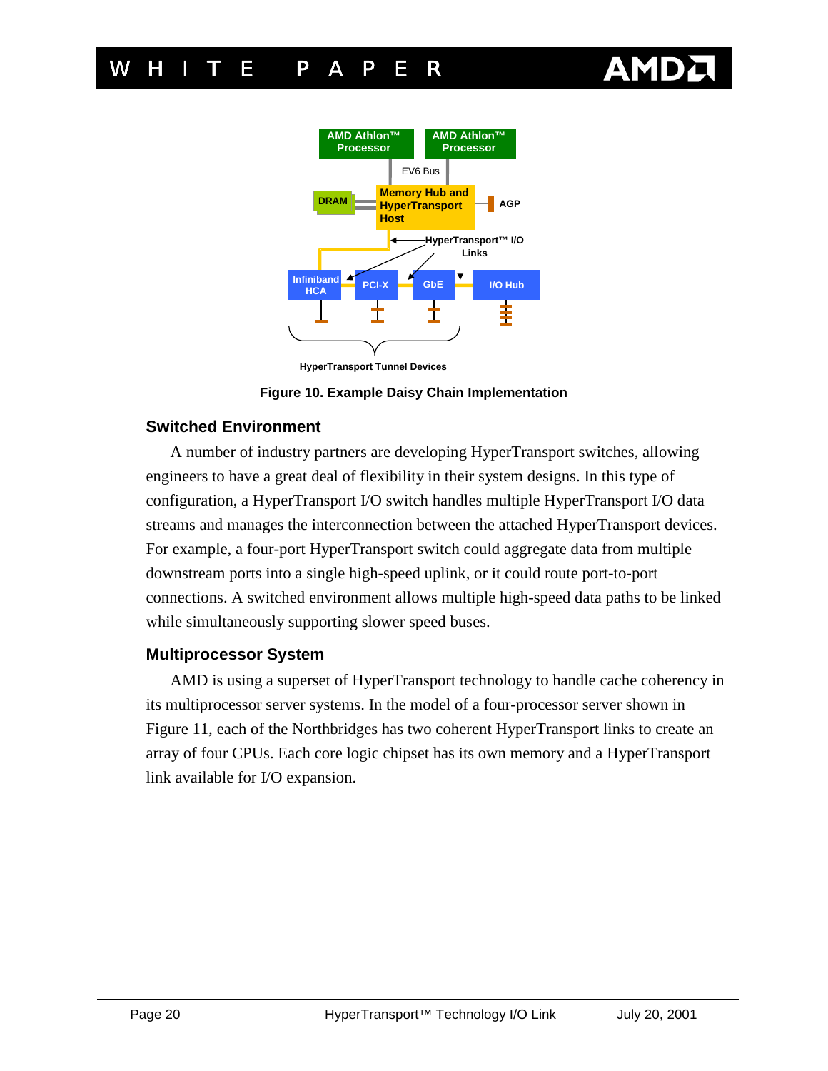Figure 10. Example Daisy Chain Implementation

### Switched Environment

A number of industry partners are developing HyperTransport switches, allowing engineers to have a great deal of flexibility in their system designs. In this type of configuration, a HyperTransport I/O switch handles multiple HyperTransport I/O data streams and manages the interconnection between the attached HyperTransport devices. For example, a four-port HyperTransport switch could aggregate data from multiple downstream ports into a single high-speed uplink, or it could route port-to-port connections. A switched environment allows multiple high-speed data paths to be linked while simultaneously supporting slower speed buses.

### Multiprocessor System

AMD is using a superset of HyperTransport technology to handle cache coherency in its multiprocessor server systems. In the model of a four-processor server shown in Figure 11, each of the Northbridges has two coherent HyperTransport links to create an array of four CPUs. Each core logic chipset has its own memory and a HyperTransport link available for I/O expansion.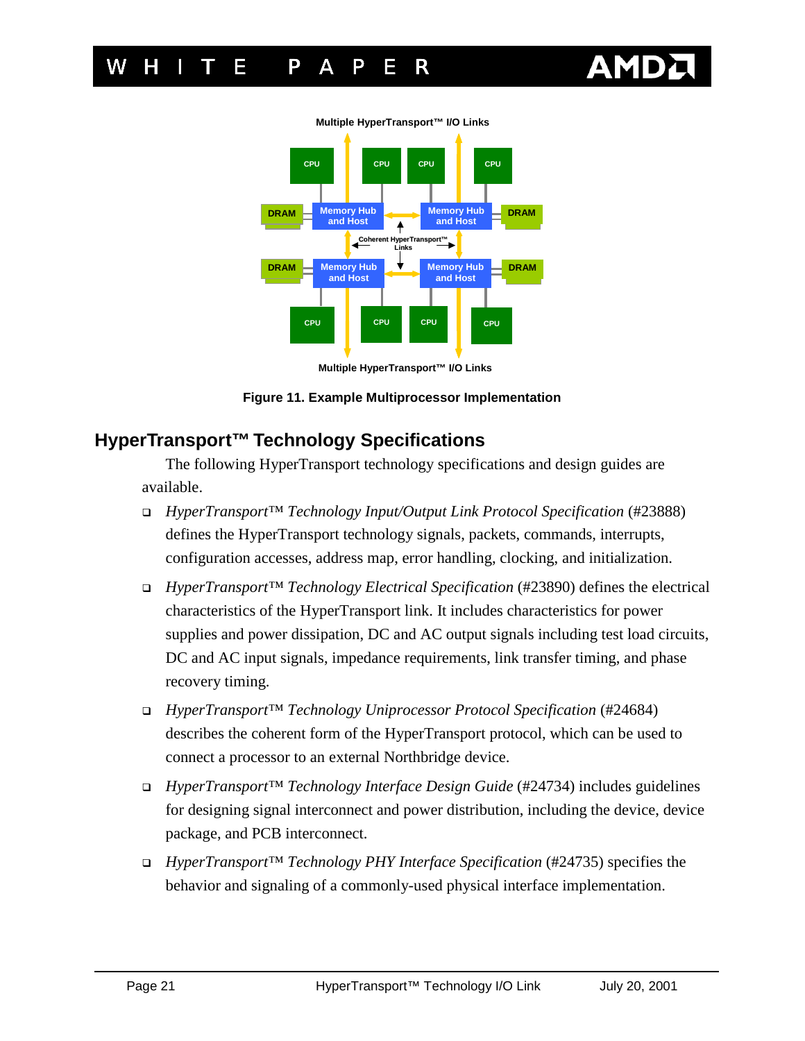Multiple HyperTransport™ I/O Links

CPU CPU CPU CPU

DRAM Memory Hub and Host Memory Hub and Host DRAM

Coherent HyperTransport™ Links

DRAM Memory Hub and Host Memory Hub and Host DRAM

CPU CPU CPU CPU

Multiple HyperTransport™ I/O Links

**Figure 11. Example Multiprocessor Implementation**

## HyperTransport™ Technology Specifications

The following HyperTransport technology specifications and design guides are available.

- *HyperTransport™ Technology Input/Output Link Protocol Specification* (#23888) defines the HyperTransport technology signals, packets, commands, interrupts, configuration accesses, address map, error handling, clocking, and initialization.
- *HyperTransport™ Technology Electrical Specification* (#23890) defines the electrical characteristics of the HyperTransport link. It includes characteristics for power supplies and power dissipation, DC and AC output signals including test load circuits, DC and AC input signals, impedance requirements, link transfer timing, and phase recovery timing.
- *HyperTransport™ Technology Uniprocessor Protocol Specification* (#24684) describes the coherent form of the HyperTransport protocol, which can be used to connect a processor to an external Northbridge device.
- *HyperTransport™ Technology Interface Design Guide* (#24734) includes guidelines for designing signal interconnect and power distribution, including the device, device package, and PCB interconnect.
- *HyperTransport™ Technology PHY Interface Specification* (#24735) specifies the behavior and signaling of a commonly-used physical interface implementation.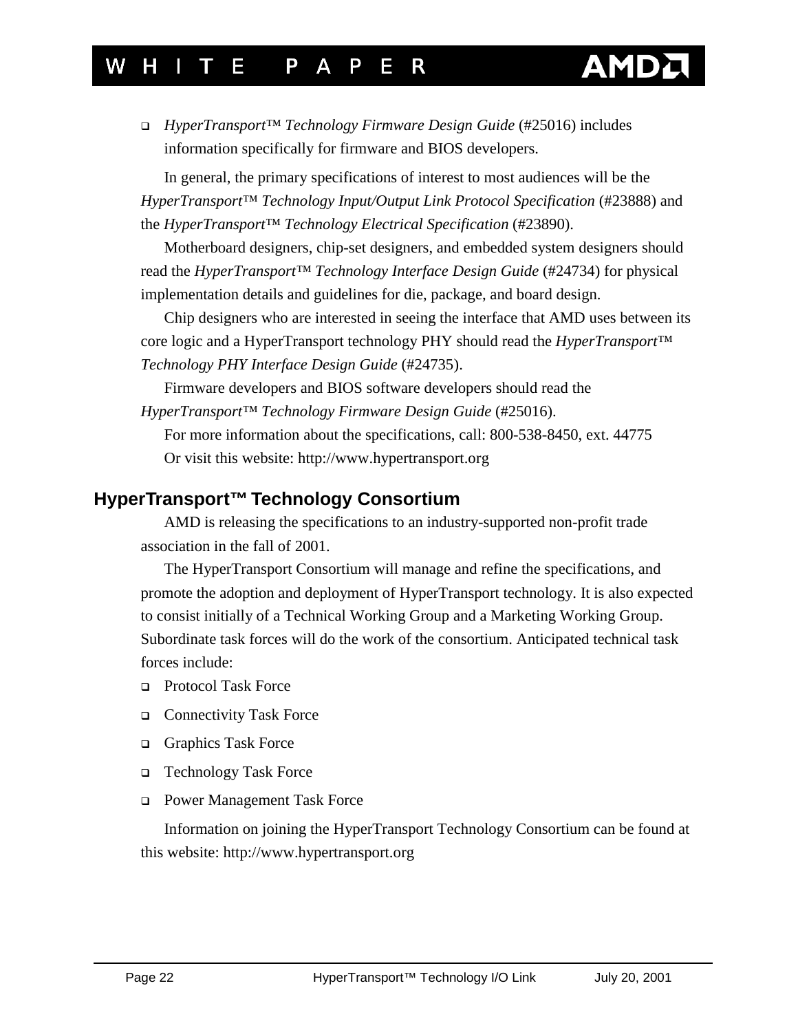- *HyperTransport™ Technology Firmware Design Guide* (#25016) includes information specifically for firmware and BIOS developers.

In general, the primary specifications of interest to most audiences will be the *HyperTransport™ Technology Input/Output Link Protocol Specification* (#23888) and the *HyperTransport™ Technology Electrical Specification* (#23890).

Motherboard designers, chip-set designers, and embedded system designers should read the *HyperTransport™ Technology Interface Design Guide* (#24734) for physical implementation details and guidelines for die, package, and board design.

Chip designers who are interested in seeing the interface that AMD uses between its core logic and a HyperTransport technology PHY should read the *HyperTransport™ Technology PHY Interface Design Guide* (#24735).

Firmware developers and BIOS software developers should read the *HyperTransport™ Technology Firmware Design Guide* (#25016).

For more information about the specifications, call: 800-538-8450, ext. 44775

Or visit this website: http://www.hypertransport.org

## HyperTransport™ Technology Consortium

AMD is releasing the specifications to an industry-supported non-profit trade association in the fall of 2001.

The HyperTransport Consortium will manage and refine the specifications, and promote the adoption and deployment of HyperTransport technology. It is also expected to consist initially of a Technical Working Group and a Marketing Working Group. Subordinate task forces will do the work of the consortium. Anticipated technical task forces include:

- Protocol Task Force
- Connectivity Task Force
- Graphics Task Force
- Technology Task Force
- Power Management Task Force

Information on joining the HyperTransport Technology Consortium can be found at this website: http://www.hypertransport.org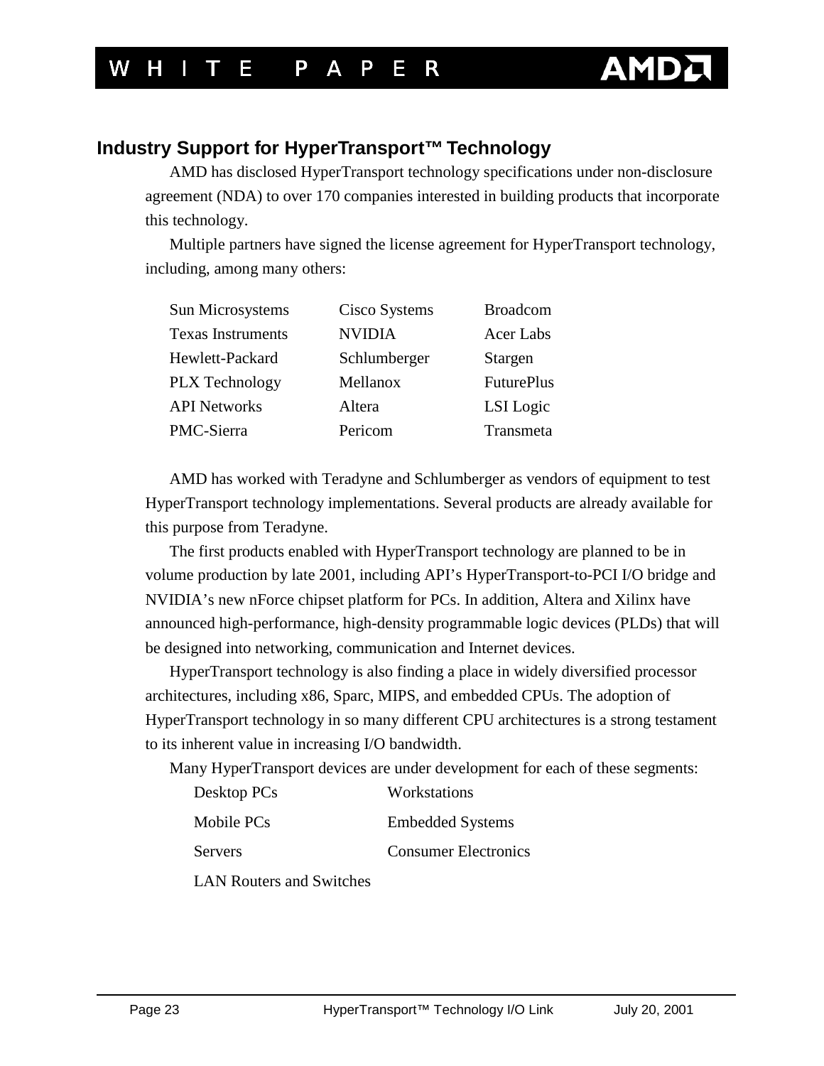## Industry Support for HyperTransport™ Technology

AMD has disclosed HyperTransport technology specifications under non-disclosure agreement (NDA) to over 170 companies interested in building products that incorporate this technology.

Multiple partners have signed the license agreement for HyperTransport technology, including, among many others:

| | | |
|---|---|---|
| Sun Microsystems | Cisco Systems | Broadcom |
| Texas Instruments | NVIDIA | Acer Labs |
| Hewlett-Packard | Schlumberger | Stargen |
| PLX Technology | Mellanox | FuturePlus |
| API Networks | Altera | LSI Logic |
| PMC-Sierra | Pericom | Transmeta |

AMD has worked with Teradyne and Schlumberger as vendors of equipment to test HyperTransport technology implementations. Several products are already available for this purpose from Teradyne.

The first products enabled with HyperTransport technology are planned to be in volume production by late 2001, including API's HyperTransport-to-PCI I/O bridge and NVIDIA's new nForce chipset platform for PCs. In addition, Altera and Xilinx have announced high-performance, high-density programmable logic devices (PLDs) that will be designed into networking, communication and Internet devices.

HyperTransport technology is also finding a place in widely diversified processor architectures, including x86, Sparc, MIPS, and embedded CPUs. The adoption of HyperTransport technology in so many different CPU architectures is a strong testament to its inherent value in increasing I/O bandwidth.

Many HyperTransport devices are under development for each of these segments:

| | |
|---|---|
| Desktop PCs | Workstations |
| Mobile PCs | Embedded Systems |
| Servers | Consumer Electronics |
| LAN Routers and Switches | |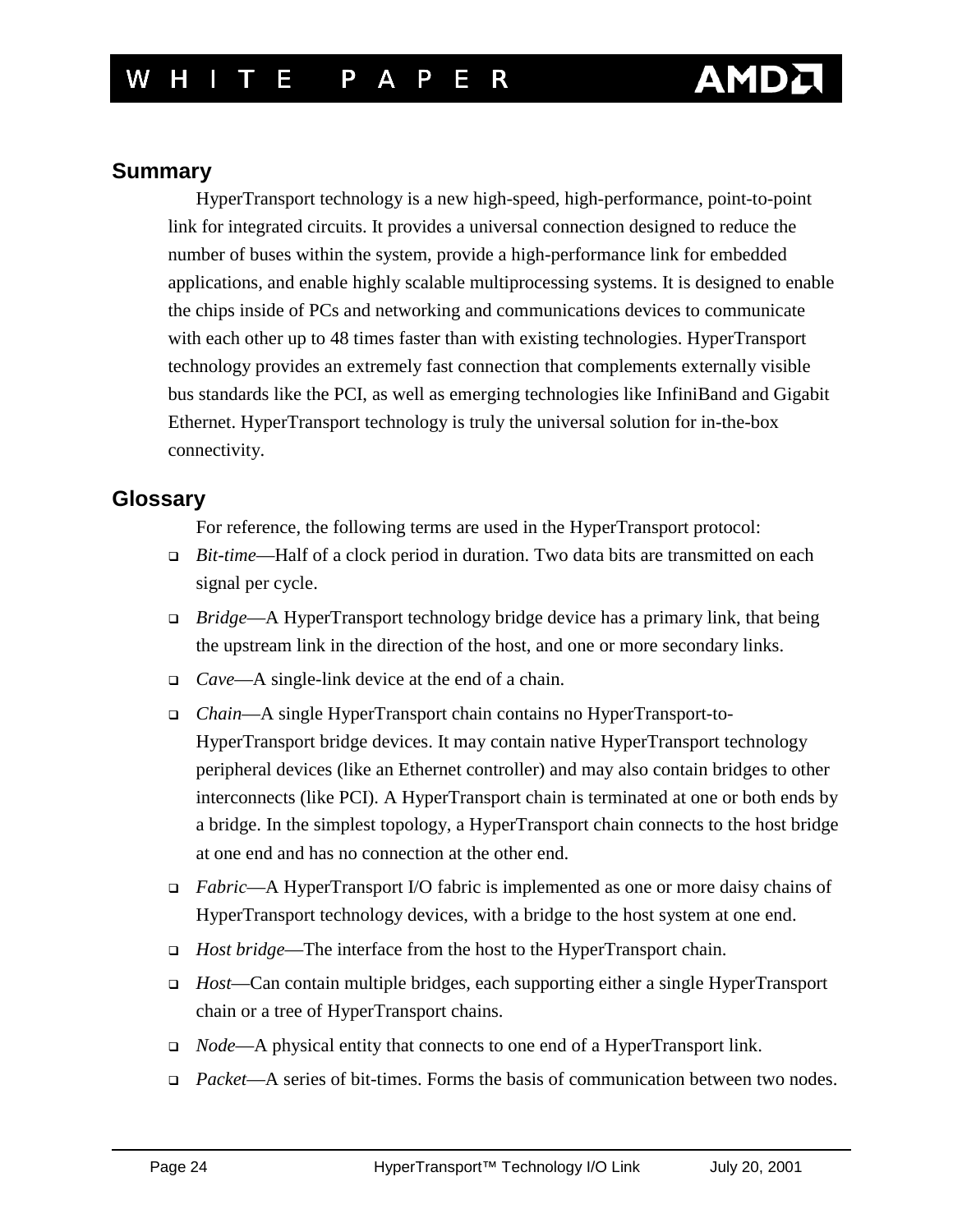## Summary

HyperTransport technology is a new high-speed, high-performance, point-to-point link for integrated circuits. It provides a universal connection designed to reduce the number of buses within the system, provide a high-performance link for embedded applications, and enable highly scalable multiprocessing systems. It is designed to enable the chips inside of PCs and networking and communications devices to communicate with each other up to 48 times faster than with existing technologies. HyperTransport technology provides an extremely fast connection that complements externally visible bus standards like the PCI, as well as emerging technologies like InfiniBand and Gigabit Ethernet. HyperTransport technology is truly the universal solution for in-the-box connectivity.

## Glossary

For reference, the following terms are used in the HyperTransport protocol:

- *Bit-time*—Half of a clock period in duration. Two data bits are transmitted on each signal per cycle.
- *Bridge*—A HyperTransport technology bridge device has a primary link, that being the upstream link in the direction of the host, and one or more secondary links.
- *Cave*—A single-link device at the end of a chain.
- *Chain*—A single HyperTransport chain contains no HyperTransport-to-HyperTransport bridge devices. It may contain native HyperTransport technology peripheral devices (like an Ethernet controller) and may also contain bridges to other interconnects (like PCI). A HyperTransport chain is terminated at one or both ends by a bridge. In the simplest topology, a HyperTransport chain connects to the host bridge at one end and has no connection at the other end.
- *Fabric*—A HyperTransport I/O fabric is implemented as one or more daisy chains of HyperTransport technology devices, with a bridge to the host system at one end.
- *Host bridge*—The interface from the host to the HyperTransport chain.
- *Host*—Can contain multiple bridges, each supporting either a single HyperTransport chain or a tree of HyperTransport chains.
- *Node*—A physical entity that connects to one end of a HyperTransport link.
- *Packet*—A series of bit-times. Forms the basis of communication between two nodes.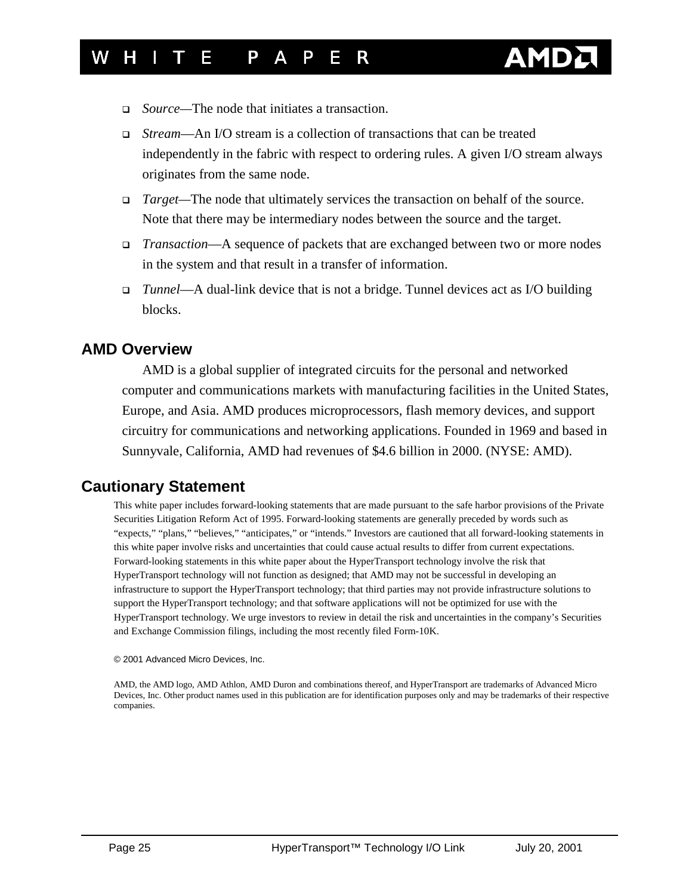- *Source*—The node that initiates a transaction.
- *Stream*—An I/O stream is a collection of transactions that can be treated independently in the fabric with respect to ordering rules. A given I/O stream always originates from the same node.
- *Target*—The node that ultimately services the transaction on behalf of the source. Note that there may be intermediary nodes between the source and the target.
- *Transaction*—A sequence of packets that are exchanged between two or more nodes in the system and that result in a transfer of information.
- *Tunnel*—A dual-link device that is not a bridge. Tunnel devices act as I/O building blocks.

## AMD Overview

AMD is a global supplier of integrated circuits for the personal and networked computer and communications markets with manufacturing facilities in the United States, Europe, and Asia. AMD produces microprocessors, flash memory devices, and support circuitry for communications and networking applications. Founded in 1969 and based in Sunnyvale, California, AMD had revenues of $4.6 billion in 2000. (NYSE: AMD).

## Cautionary Statement

This white paper includes forward-looking statements that are made pursuant to the safe harbor provisions of the Private Securities Litigation Reform Act of 1995. Forward-looking statements are generally preceded by words such as "expects," "plans," "believes," "anticipates," or "intends." Investors are cautioned that all forward-looking statements in this white paper involve risks and uncertainties that could cause actual results to differ from current expectations. Forward-looking statements in this white paper about the HyperTransport technology involve the risk that HyperTransport technology will not function as designed; that AMD may not be successful in developing an infrastructure to support the HyperTransport technology; that third parties may not provide infrastructure solutions to support the HyperTransport technology; and that software applications will not be optimized for use with the HyperTransport technology. We urge investors to review in detail the risk and uncertainties in the company's Securities and Exchange Commission filings, including the most recently filed Form-10K.

© 2001 Advanced Micro Devices, Inc.

AMD, the AMD logo, AMD Athlon, AMD Duron and combinations thereof, and HyperTransport are trademarks of Advanced Micro Devices, Inc. Other product names used in this publication are for identification purposes only and may be trademarks of their respective companies.